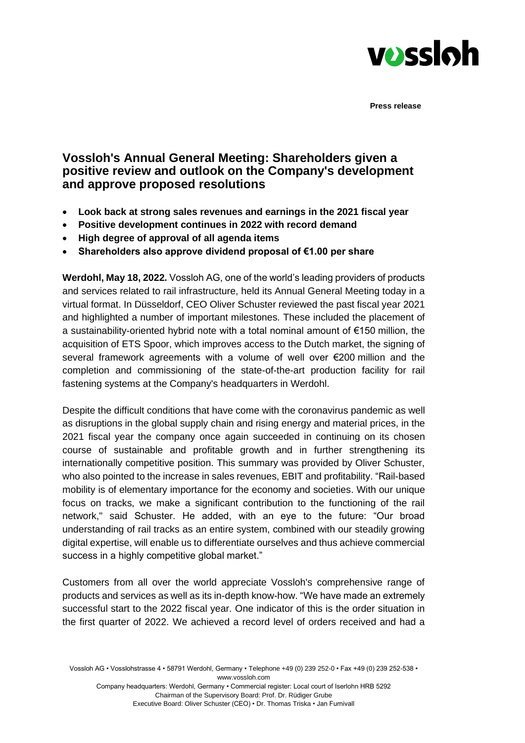**Press release**

# Vossloh's Annual General Meeting: Shareholders given a positive review and outlook on the Company's development and approve proposed resolutions

- **Look back at strong sales revenues and earnings in the 2021 fiscal year**
- **Positive development continues in 2022 with record demand**
- **High degree of approval of all agenda items**
- **Shareholders also approve dividend proposal of €1.00 per share**

**Werdohl, May 18, 2022.** Vossloh AG, one of the world's leading providers of products and services related to rail infrastructure, held its Annual General Meeting today in a virtual format. In Düsseldorf, CEO Oliver Schuster reviewed the past fiscal year 2021 and highlighted a number of important milestones. These included the placement of a sustainability-oriented hybrid note with a total nominal amount of €150 million, the acquisition of ETS Spoor, which improves access to the Dutch market, the signing of several framework agreements with a volume of well over €200 million and the completion and commissioning of the state-of-the-art production facility for rail fastening systems at the Company's headquarters in Werdohl.

Despite the difficult conditions that have come with the coronavirus pandemic as well as disruptions in the global supply chain and rising energy and material prices, in the 2021 fiscal year the company once again succeeded in continuing on its chosen course of sustainable and profitable growth and in further strengthening its internationally competitive position. This summary was provided by Oliver Schuster, who also pointed to the increase in sales revenues, EBIT and profitability. "Rail-based mobility is of elementary importance for the economy and societies. With our unique focus on tracks, we make a significant contribution to the functioning of the rail network," said Schuster. He added, with an eye to the future: "Our broad understanding of rail tracks as an entire system, combined with our steadily growing digital expertise, will enable us to differentiate ourselves and thus achieve commercial success in a highly competitive global market."

Customers from all over the world appreciate Vossloh's comprehensive range of products and services as well as its in-depth know-how. "We have made an extremely successful start to the 2022 fiscal year. One indicator of this is the order situation in the first quarter of 2022. We achieved a record level of orders received and had a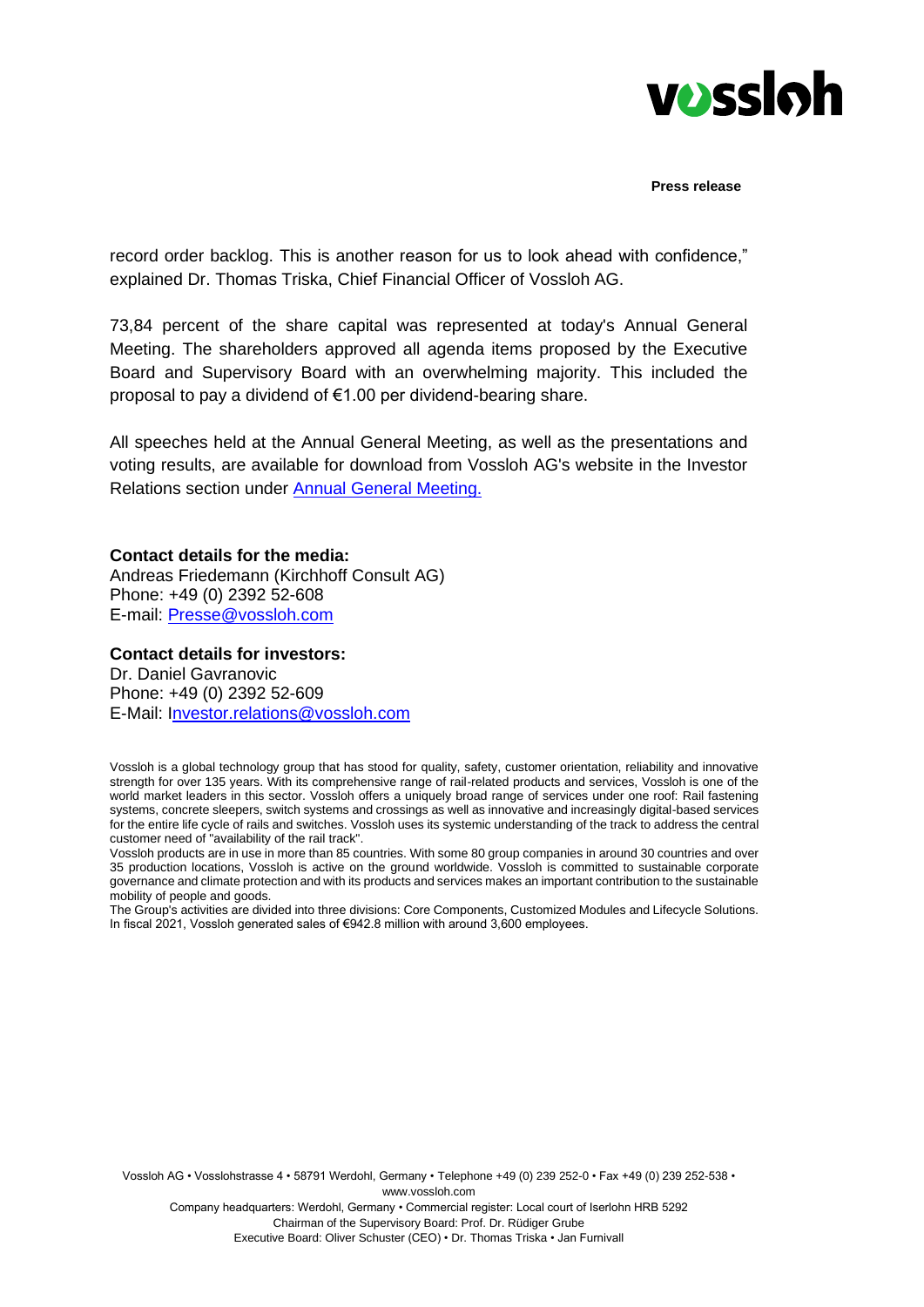record order backlog. This is another reason for us to look ahead with confidence," explained Dr. Thomas Triska, Chief Financial Officer of Vossloh AG.

73,84 percent of the share capital was represented at today's Annual General Meeting. The shareholders approved all agenda items proposed by the Executive Board and Supervisory Board with an overwhelming majority. This included the proposal to pay a dividend of €1.00 per dividend-bearing share.

All speeches held at the Annual General Meeting, as well as the presentations and voting results, are available for download from Vossloh AG's website in the Investor Relations section under [Annual General Meeting.]

**Contact details for the media:**
Andreas Friedemann (Kirchhoff Consult AG)
Phone: +49 (0) 2392 52-608
E-mail: Presse@vossloh.com

**Contact details for investors:**
Dr. Daniel Gavranovic
Phone: +49 (0) 2392 52-609
E-Mail: Investor.relations@vossloh.com

Vossloh is a global technology group that has stood for quality, safety, customer orientation, reliability and innovative strength for over 135 years. With its comprehensive range of rail-related products and services, Vossloh is one of the world market leaders in this sector. Vossloh offers a uniquely broad range of services under one roof: Rail fastening systems, concrete sleepers, switch systems and crossings as well as innovative and increasingly digital-based services for the entire life cycle of rails and switches. Vossloh uses its systemic understanding of the track to address the central customer need of "availability of the rail track".
Vossloh products are in use in more than 85 countries. With some 80 group companies in around 30 countries and over 35 production locations, Vossloh is active on the ground worldwide. Vossloh is committed to sustainable corporate governance and climate protection and with its products and services makes an important contribution to the sustainable mobility of people and goods.
The Group's activities are divided into three divisions: Core Components, Customized Modules and Lifecycle Solutions. In fiscal 2021, Vossloh generated sales of €942.8 million with around 3,600 employees.

Vossloh AG • Vosslohstrasse 4 • 58791 Werdohl, Germany • Telephone +49 (0) 239 252-0 • Fax +49 (0) 239 252-538 • www.vossloh.com
Company headquarters: Werdohl, Germany • Commercial register: Local court of Iserlohn HRB 5292
Chairman of the Supervisory Board: Prof. Dr. Rüdiger Grube
Executive Board: Oliver Schuster (CEO) • Dr. Thomas Triska • Jan Furnivall